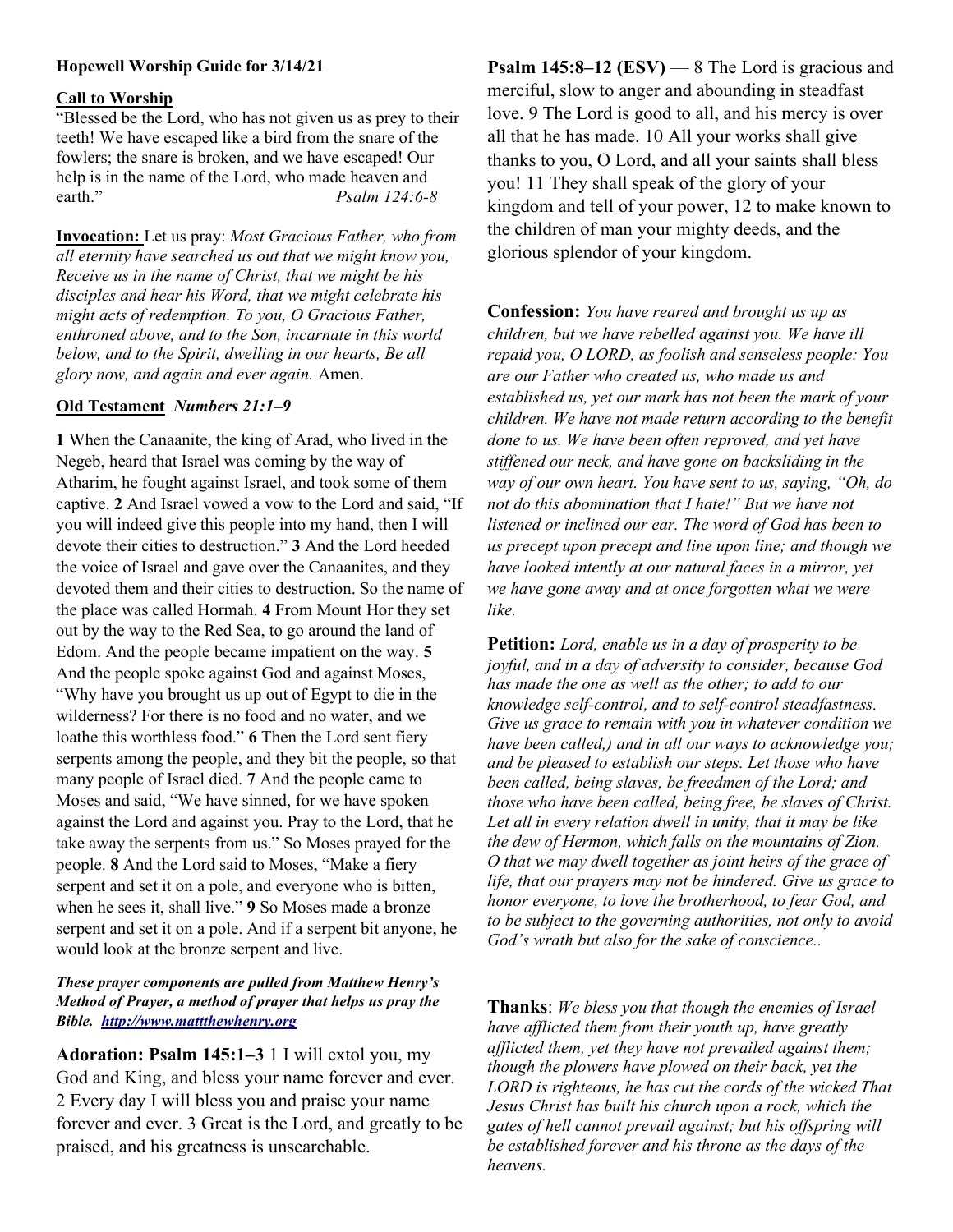**Hopewell Worship Guide for 3/14/21**

**Call to Worship**

"Blessed be the Lord, who has not given us as prey to their teeth! We have escaped like a bird from the snare of the fowlers; the snare is broken, and we have escaped! Our help is in the name of the Lord, who made heaven and earth." *Psalm 124:6-8*

**Invocation:** Let us pray: *Most Gracious Father, who from all eternity have searched us out that we might know you, Receive us in the name of Christ, that we might be his disciples and hear his Word, that we might celebrate his might acts of redemption. To you, O Gracious Father, enthroned above, and to the Son, incarnate in this world below, and to the Spirit, dwelling in our hearts, Be all glory now, and again and ever again.* Amen.

**Old Testament** ***Numbers 21:1–9***

**1** When the Canaanite, the king of Arad, who lived in the Negeb, heard that Israel was coming by the way of Atharim, he fought against Israel, and took some of them captive. **2** And Israel vowed a vow to the Lord and said, "If you will indeed give this people into my hand, then I will devote their cities to destruction." **3** And the Lord heeded the voice of Israel and gave over the Canaanites, and they devoted them and their cities to destruction. So the name of the place was called Hormah. **4** From Mount Hor they set out by the way to the Red Sea, to go around the land of Edom. And the people became impatient on the way. **5** And the people spoke against God and against Moses, "Why have you brought us up out of Egypt to die in the wilderness? For there is no food and no water, and we loathe this worthless food." **6** Then the Lord sent fiery serpents among the people, and they bit the people, so that many people of Israel died. **7** And the people came to Moses and said, "We have sinned, for we have spoken against the Lord and against you. Pray to the Lord, that he take away the serpents from us." So Moses prayed for the people. **8** And the Lord said to Moses, "Make a fiery serpent and set it on a pole, and everyone who is bitten, when he sees it, shall live." **9** So Moses made a bronze serpent and set it on a pole. And if a serpent bit anyone, he would look at the bronze serpent and live.

***These prayer components are pulled from Matthew Henry's Method of Prayer, a method of prayer that helps us pray the Bible. [http://www.mattthewhenry.org](http://www.mattthewhenry.org)***

**Adoration: Psalm 145:1–3** 1 I will extol you, my God and King, and bless your name forever and ever. 2 Every day I will bless you and praise your name forever and ever. 3 Great is the Lord, and greatly to be praised, and his greatness is unsearchable.

**Psalm 145:8–12 (ESV)** — 8 The Lord is gracious and merciful, slow to anger and abounding in steadfast love. 9 The Lord is good to all, and his mercy is over all that he has made. 10 All your works shall give thanks to you, O Lord, and all your saints shall bless you! 11 They shall speak of the glory of your kingdom and tell of your power, 12 to make known to the children of man your mighty deeds, and the glorious splendor of your kingdom.

**Confession:** *You have reared and brought us up as children, but we have rebelled against you. We have ill repaid you, O LORD, as foolish and senseless people: You are our Father who created us, who made us and established us, yet our mark has not been the mark of your children. We have not made return according to the benefit done to us. We have been often reproved, and yet have stiffened our neck, and have gone on backsliding in the way of our own heart. You have sent to us, saying, "Oh, do not do this abomination that I hate!" But we have not listened or inclined our ear. The word of God has been to us precept upon precept and line upon line; and though we have looked intently at our natural faces in a mirror, yet we have gone away and at once forgotten what we were like.*

**Petition:** *Lord, enable us in a day of prosperity to be joyful, and in a day of adversity to consider, because God has made the one as well as the other; to add to our knowledge self-control, and to self-control steadfastness. Give us grace to remain with you in whatever condition we have been called,) and in all our ways to acknowledge you; and be pleased to establish our steps. Let those who have been called, being slaves, be freedmen of the Lord; and those who have been called, being free, be slaves of Christ. Let all in every relation dwell in unity, that it may be like the dew of Hermon, which falls on the mountains of Zion. O that we may dwell together as joint heirs of the grace of life, that our prayers may not be hindered. Give us grace to honor everyone, to love the brotherhood, to fear God, and to be subject to the governing authorities, not only to avoid God's wrath but also for the sake of conscience..*

**Thanks**: *We bless you that though the enemies of Israel have afflicted them from their youth up, have greatly afflicted them, yet they have not prevailed against them; though the plowers have plowed on their back, yet the LORD is righteous, he has cut the cords of the wicked That Jesus Christ has built his church upon a rock, which the gates of hell cannot prevail against; but his offspring will be established forever and his throne as the days of the heavens.*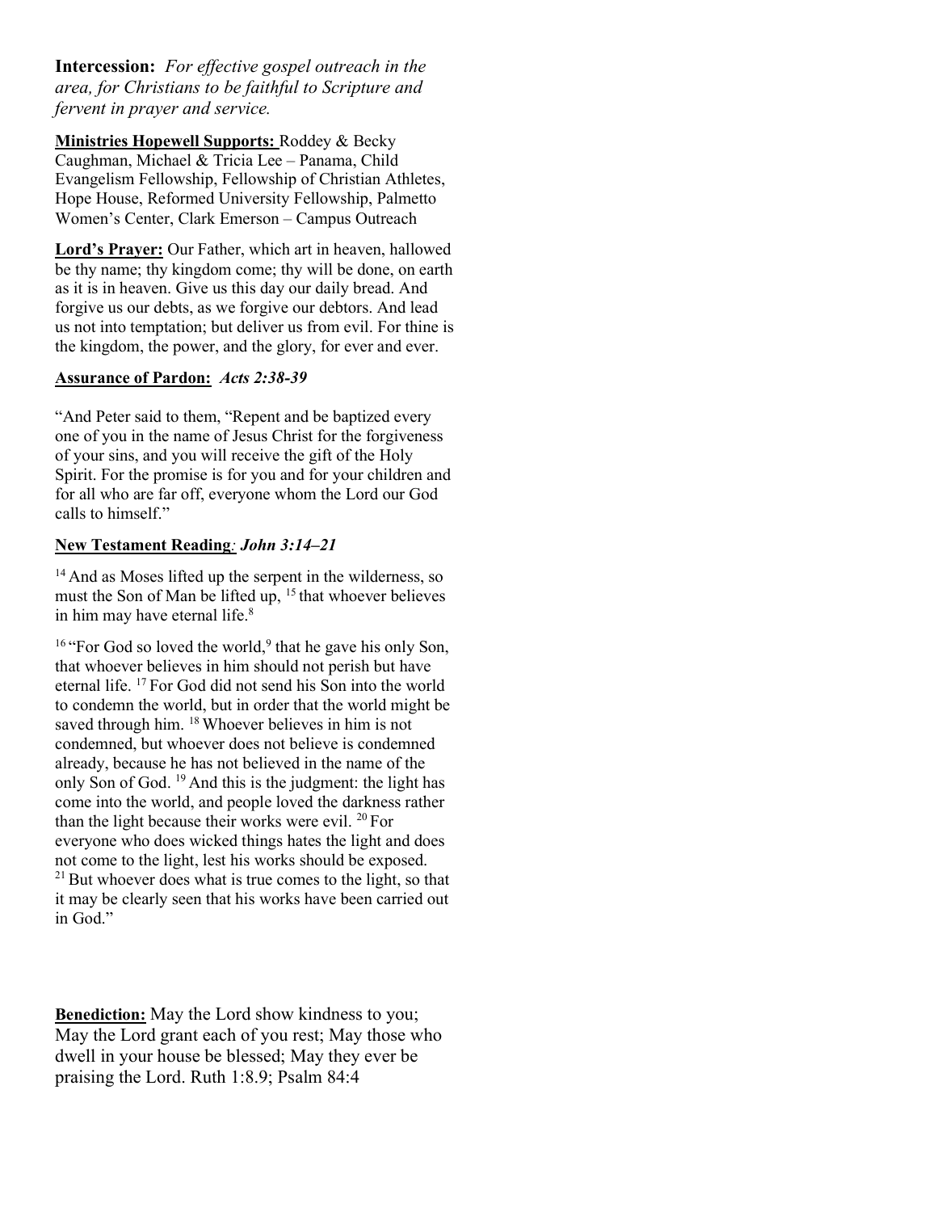**Intercession:** *For effective gospel outreach in the area, for Christians to be faithful to Scripture and fervent in prayer and service.*

**Ministries Hopewell Supports:** Roddey & Becky Caughman, Michael & Tricia Lee – Panama, Child Evangelism Fellowship, Fellowship of Christian Athletes, Hope House, Reformed University Fellowship, Palmetto Women's Center, Clark Emerson – Campus Outreach

**Lord's Prayer:** Our Father, which art in heaven, hallowed be thy name; thy kingdom come; thy will be done, on earth as it is in heaven. Give us this day our daily bread. And forgive us our debts, as we forgive our debtors. And lead us not into temptation; but deliver us from evil. For thine is the kingdom, the power, and the glory, for ever and ever.

**Assurance of Pardon:** ***Acts 2:38-39***

"And Peter said to them, "Repent and be baptized every one of you in the name of Jesus Christ for the forgiveness of your sins, and you will receive the gift of the Holy Spirit. For the promise is for you and for your children and for all who are far off, everyone whom the Lord our God calls to himself."

**New Testament Reading*: John 3:14–21***

[14] And as Moses lifted up the serpent in the wilderness, so must the Son of Man be lifted up, [15] that whoever believes in him may have eternal life.[8]

[16] "For God so loved the world,[9] that he gave his only Son, that whoever believes in him should not perish but have eternal life. [17] For God did not send his Son into the world to condemn the world, but in order that the world might be saved through him. [18] Whoever believes in him is not condemned, but whoever does not believe is condemned already, because he has not believed in the name of the only Son of God. [19] And this is the judgment: the light has come into the world, and people loved the darkness rather than the light because their works were evil. [20] For everyone who does wicked things hates the light and does not come to the light, lest his works should be exposed. [21] But whoever does what is true comes to the light, so that it may be clearly seen that his works have been carried out in God."

**Benediction:** May the Lord show kindness to you; May the Lord grant each of you rest; May those who dwell in your house be blessed; May they ever be praising the Lord. Ruth 1:8.9; Psalm 84:4